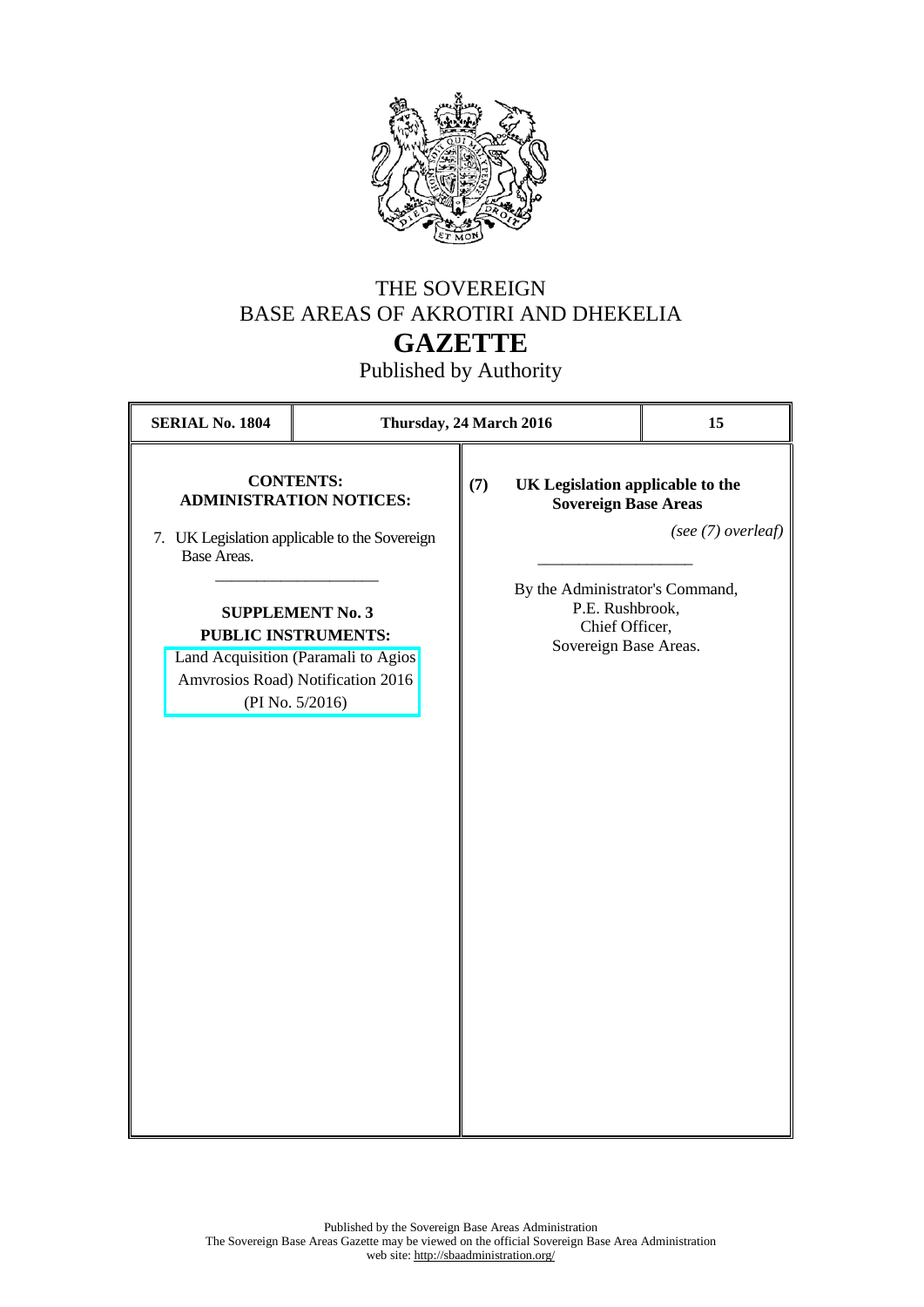# THE SOVEREIGN BASE AREAS OF AKROTIRI AND DHEKELIA

# GAZETTE

Published by Authority

| **SERIAL No. 1804** | **Thursday, 24 March 2016** | **15** |
|---|---|---|

**CONTENTS:**
**ADMINISTRATION NOTICES:**

7. UK Legislation applicable to the Sovereign Base Areas.

---

**SUPPLEMENT No. 3**
**PUBLIC INSTRUMENTS:**

Land Acquisition (Paramali to Agios Amvrosios Road) Notification 2016 (PI No. 5/2016)

**(7) UK Legislation applicable to the Sovereign Base Areas**

*(see (7) overleaf)*

---

By the Administrator's Command,
P.E. Rushbrook,
Chief Officer,
Sovereign Base Areas.

Published by the Sovereign Base Areas Administration
The Sovereign Base Areas Gazette may be viewed on the official Sovereign Base Area Administration web site: http://sbaadministration.org/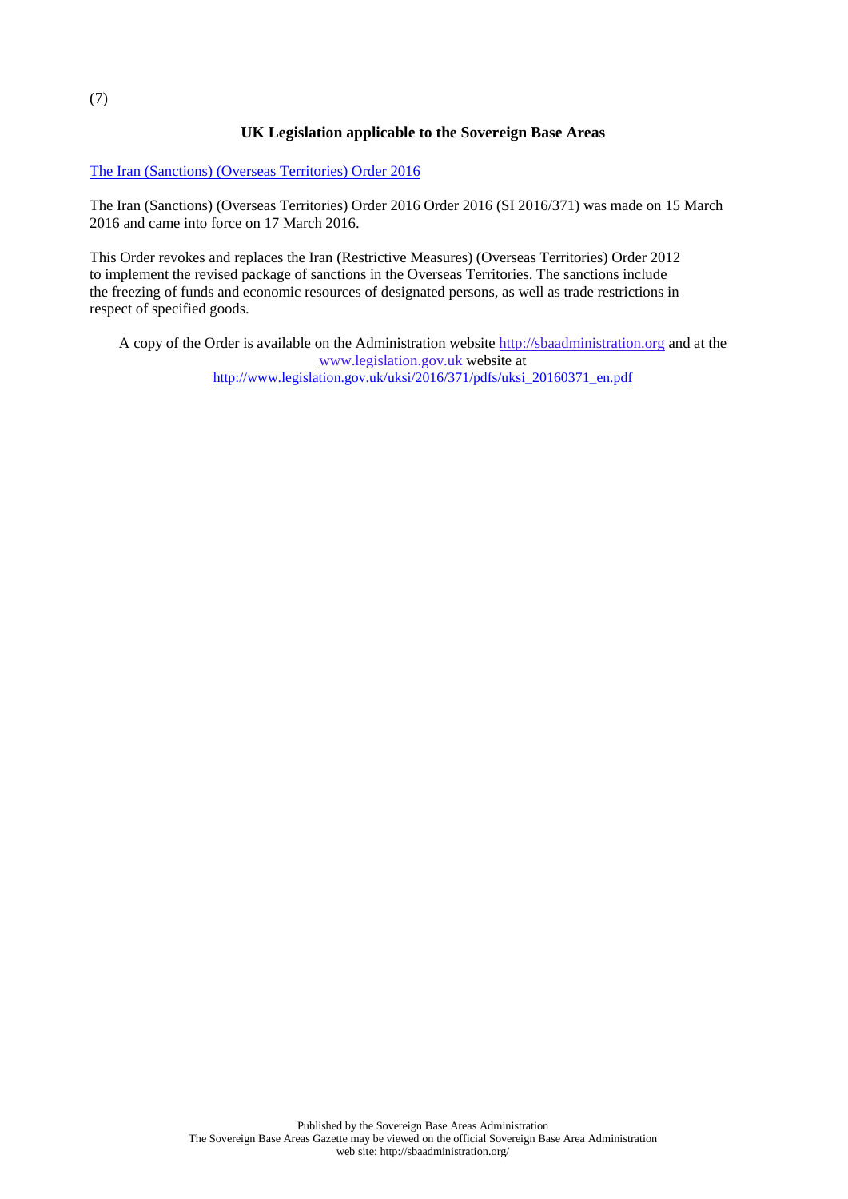(7)

## UK Legislation applicable to the Sovereign Base Areas

The Iran (Sanctions) (Overseas Territories) Order 2016

The Iran (Sanctions) (Overseas Territories) Order 2016 Order 2016 (SI 2016/371) was made on 15 March 2016 and came into force on 17 March 2016.

This Order revokes and replaces the Iran (Restrictive Measures) (Overseas Territories) Order 2012 to implement the revised package of sanctions in the Overseas Territories. The sanctions include the freezing of funds and economic resources of designated persons, as well as trade restrictions in respect of specified goods.

A copy of the Order is available on the Administration website http://sbaadministration.org and at the www.legislation.gov.uk website at http://www.legislation.gov.uk/uksi/2016/371/pdfs/uksi_20160371_en.pdf